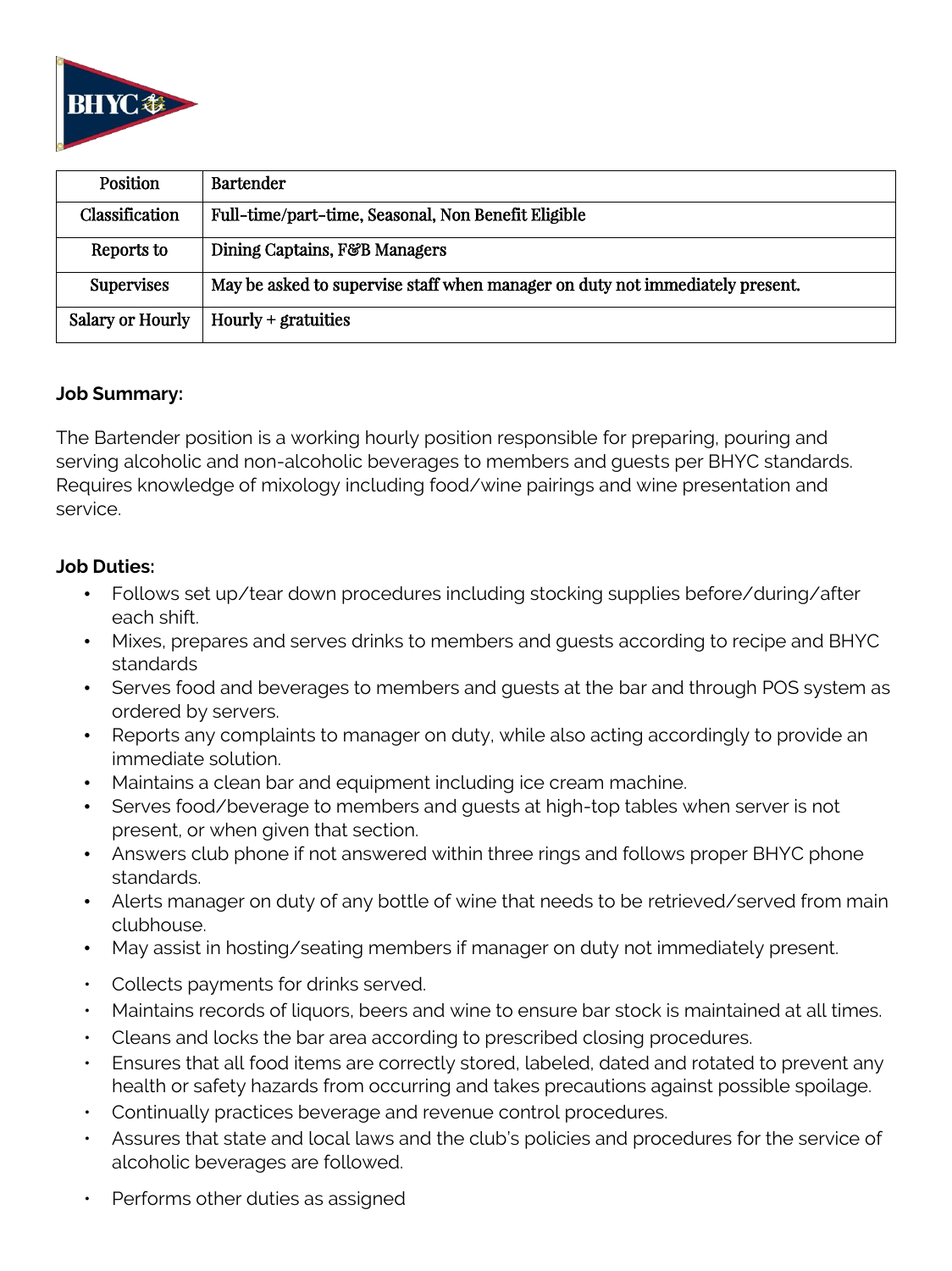| Position | Bartender |
| --- | --- |
| Classification | Full-time/part-time, Seasonal, Non Benefit Eligible |
| Reports to | Dining Captains, F&B Managers |
| Supervises | May be asked to supervise staff when manager on duty not immediately present. |
| Salary or Hourly | Hourly + gratuities |

**Job Summary:**

The Bartender position is a working hourly position responsible for preparing, pouring and serving alcoholic and non-alcoholic beverages to members and guests per BHYC standards. Requires knowledge of mixology including food/wine pairings and wine presentation and service.

**Job Duties:**

- Follows set up/tear down procedures including stocking supplies before/during/after each shift.
- Mixes, prepares and serves drinks to members and guests according to recipe and BHYC standards
- Serves food and beverages to members and guests at the bar and through POS system as ordered by servers.
- Reports any complaints to manager on duty, while also acting accordingly to provide an immediate solution.
- Maintains a clean bar and equipment including ice cream machine.
- Serves food/beverage to members and guests at high-top tables when server is not present, or when given that section.
- Answers club phone if not answered within three rings and follows proper BHYC phone standards.
- Alerts manager on duty of any bottle of wine that needs to be retrieved/served from main clubhouse.
- May assist in hosting/seating members if manager on duty not immediately present.
- Collects payments for drinks served.
- Maintains records of liquors, beers and wine to ensure bar stock is maintained at all times.
- Cleans and locks the bar area according to prescribed closing procedures.
- Ensures that all food items are correctly stored, labeled, dated and rotated to prevent any health or safety hazards from occurring and takes precautions against possible spoilage.
- Continually practices beverage and revenue control procedures.
- Assures that state and local laws and the club's policies and procedures for the service of alcoholic beverages are followed.
- Performs other duties as assigned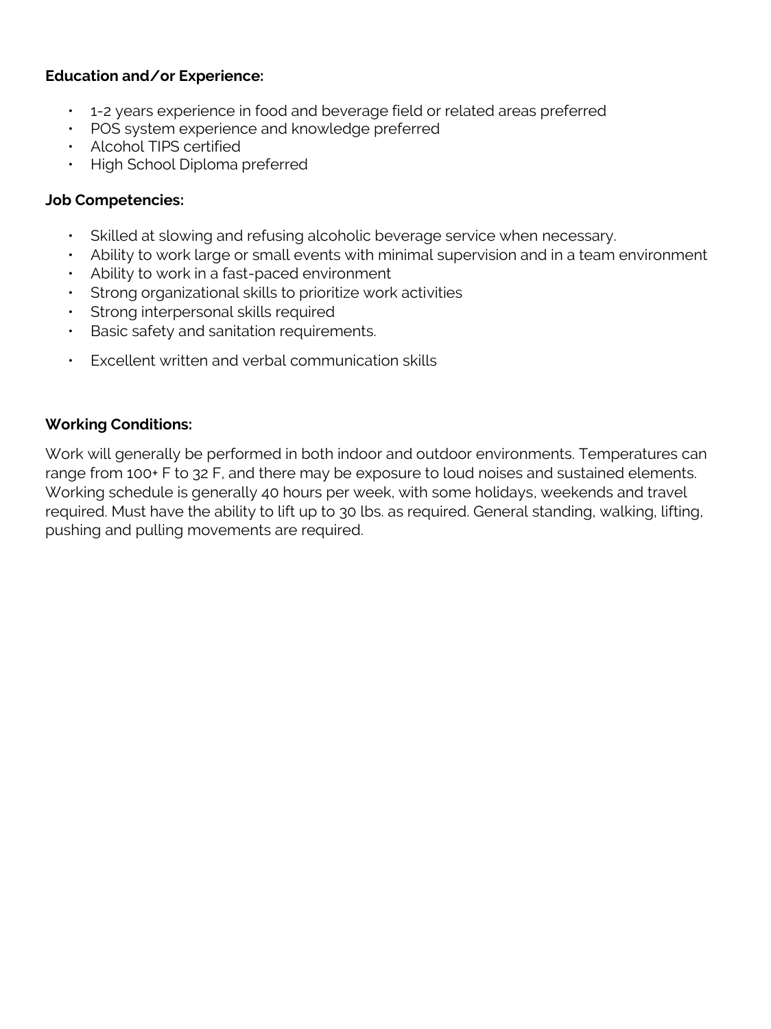**Education and/or Experience:**

- 1-2 years experience in food and beverage field or related areas preferred
- POS system experience and knowledge preferred
- Alcohol TIPS certified
- High School Diploma preferred

**Job Competencies:**

- Skilled at slowing and refusing alcoholic beverage service when necessary.
- Ability to work large or small events with minimal supervision and in a team environment
- Ability to work in a fast-paced environment
- Strong organizational skills to prioritize work activities
- Strong interpersonal skills required
- Basic safety and sanitation requirements.
- Excellent written and verbal communication skills

**Working Conditions:**

Work will generally be performed in both indoor and outdoor environments. Temperatures can range from 100+ F to 32 F, and there may be exposure to loud noises and sustained elements. Working schedule is generally 40 hours per week, with some holidays, weekends and travel required. Must have the ability to lift up to 30 lbs. as required. General standing, walking, lifting, pushing and pulling movements are required.